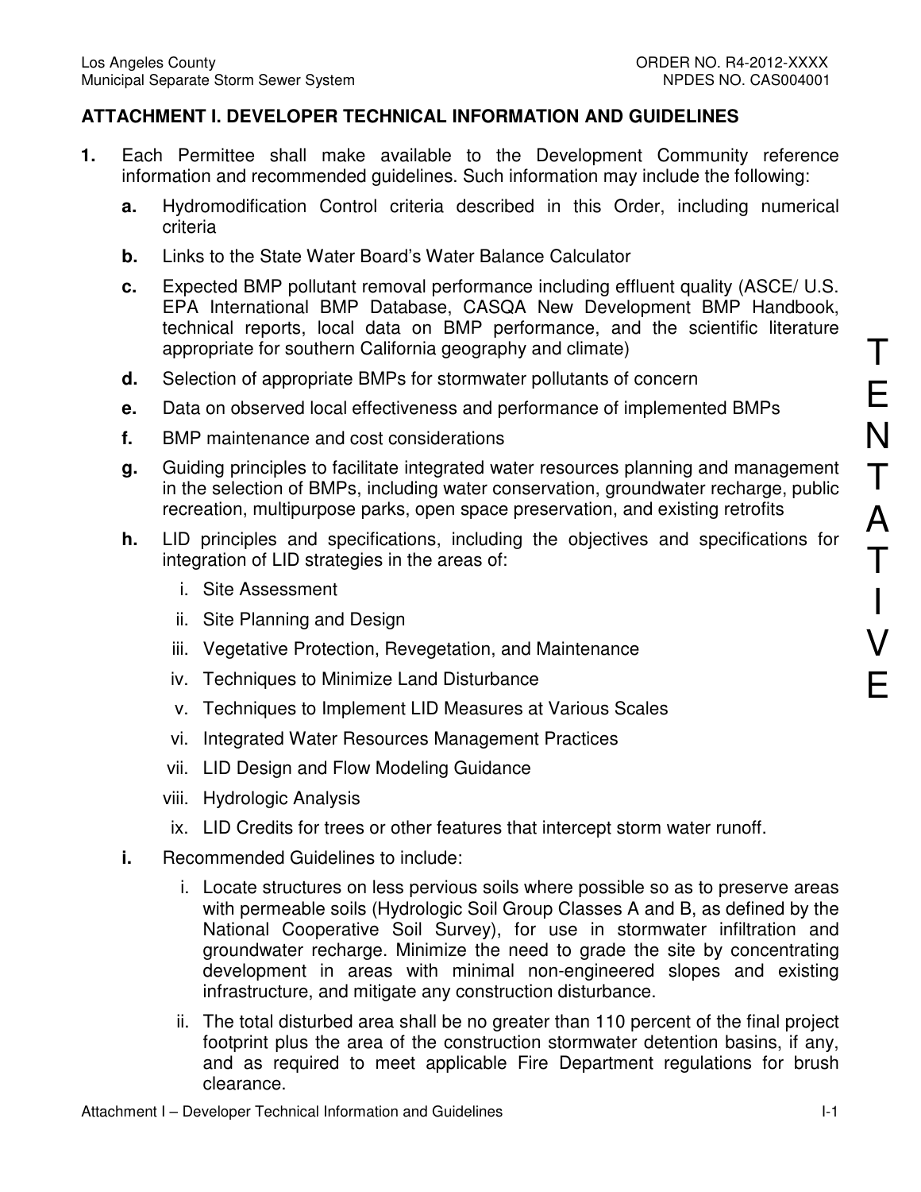## ATTACHMENT I. DEVELOPER TECHNICAL INFORMATION AND GUIDELINES

**1.** Each Permittee shall make available to the Development Community reference information and recommended guidelines. Such information may include the following:

   **a.** Hydromodification Control criteria described in this Order, including numerical criteria

   **b.** Links to the State Water Board's Water Balance Calculator

   **c.** Expected BMP pollutant removal performance including effluent quality (ASCE/ U.S. EPA International BMP Database, CASQA New Development BMP Handbook, technical reports, local data on BMP performance, and the scientific literature appropriate for southern California geography and climate)

   **d.** Selection of appropriate BMPs for stormwater pollutants of concern

   **e.** Data on observed local effectiveness and performance of implemented BMPs

   **f.** BMP maintenance and cost considerations

   **g.** Guiding principles to facilitate integrated water resources planning and management in the selection of BMPs, including water conservation, groundwater recharge, public recreation, multipurpose parks, open space preservation, and existing retrofits

   **h.** LID principles and specifications, including the objectives and specifications for integration of LID strategies in the areas of:

      i. Site Assessment

      ii. Site Planning and Design

      iii. Vegetative Protection, Revegetation, and Maintenance

      iv. Techniques to Minimize Land Disturbance

      v. Techniques to Implement LID Measures at Various Scales

      vi. Integrated Water Resources Management Practices

      vii. LID Design and Flow Modeling Guidance

      viii. Hydrologic Analysis

      ix. LID Credits for trees or other features that intercept storm water runoff.

   **i.** Recommended Guidelines to include:

      i. Locate structures on less pervious soils where possible so as to preserve areas with permeable soils (Hydrologic Soil Group Classes A and B, as defined by the National Cooperative Soil Survey), for use in stormwater infiltration and groundwater recharge. Minimize the need to grade the site by concentrating development in areas with minimal non-engineered slopes and existing infrastructure, and mitigate any construction disturbance.

      ii. The total disturbed area shall be no greater than 110 percent of the final project footprint plus the area of the construction stormwater detention basins, if any, and as required to meet applicable Fire Department regulations for brush clearance.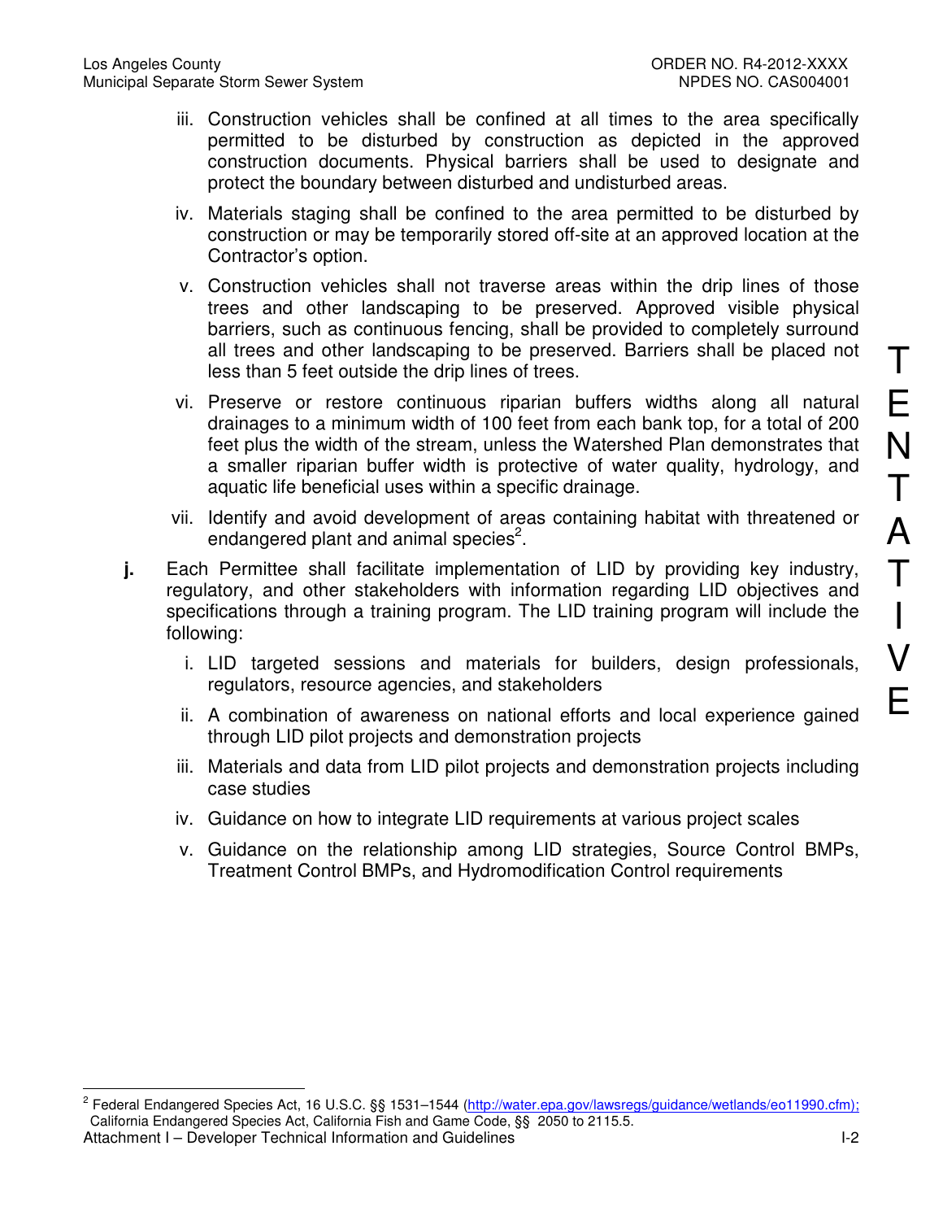iii. Construction vehicles shall be confined at all times to the area specifically permitted to be disturbed by construction as depicted in the approved construction documents. Physical barriers shall be used to designate and protect the boundary between disturbed and undisturbed areas.

iv. Materials staging shall be confined to the area permitted to be disturbed by construction or may be temporarily stored off-site at an approved location at the Contractor's option.

v. Construction vehicles shall not traverse areas within the drip lines of those trees and other landscaping to be preserved. Approved visible physical barriers, such as continuous fencing, shall be provided to completely surround all trees and other landscaping to be preserved. Barriers shall be placed not less than 5 feet outside the drip lines of trees.

vi. Preserve or restore continuous riparian buffers widths along all natural drainages to a minimum width of 100 feet from each bank top, for a total of 200 feet plus the width of the stream, unless the Watershed Plan demonstrates that a smaller riparian buffer width is protective of water quality, hydrology, and aquatic life beneficial uses within a specific drainage.

vii. Identify and avoid development of areas containing habitat with threatened or endangered plant and animal species[2].

**j.** Each Permittee shall facilitate implementation of LID by providing key industry, regulatory, and other stakeholders with information regarding LID objectives and specifications through a training program. The LID training program will include the following:

i. LID targeted sessions and materials for builders, design professionals, regulators, resource agencies, and stakeholders

ii. A combination of awareness on national efforts and local experience gained through LID pilot projects and demonstration projects

iii. Materials and data from LID pilot projects and demonstration projects including case studies

iv. Guidance on how to integrate LID requirements at various project scales

v. Guidance on the relationship among LID strategies, Source Control BMPs, Treatment Control BMPs, and Hydromodification Control requirements

T E N T A T I V E

[2] Federal Endangered Species Act, 16 U.S.C. §§ 1531–1544 (http://water.epa.gov/lawsregs/guidance/wetlands/eo11990.cfm); California Endangered Species Act, California Fish and Game Code, §§ 2050 to 2115.5.